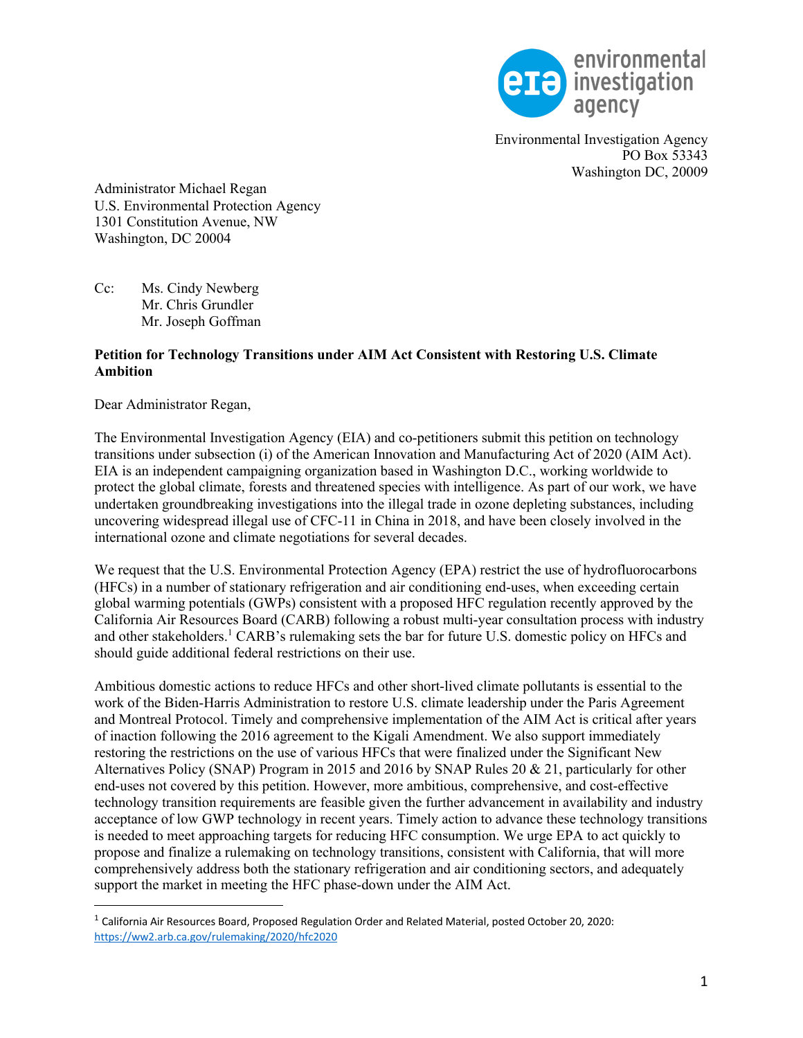Environmental Investigation Agency
PO Box 53343
Washington DC, 20009

Administrator Michael Regan
U.S. Environmental Protection Agency
1301 Constitution Avenue, NW
Washington, DC 20004

Cc: Ms. Cindy Newberg
Mr. Chris Grundler
Mr. Joseph Goffman

**Petition for Technology Transitions under AIM Act Consistent with Restoring U.S. Climate Ambition**

Dear Administrator Regan,

The Environmental Investigation Agency (EIA) and co-petitioners submit this petition on technology transitions under subsection (i) of the American Innovation and Manufacturing Act of 2020 (AIM Act). EIA is an independent campaigning organization based in Washington D.C., working worldwide to protect the global climate, forests and threatened species with intelligence. As part of our work, we have undertaken groundbreaking investigations into the illegal trade in ozone depleting substances, including uncovering widespread illegal use of CFC-11 in China in 2018, and have been closely involved in the international ozone and climate negotiations for several decades.

We request that the U.S. Environmental Protection Agency (EPA) restrict the use of hydrofluorocarbons (HFCs) in a number of stationary refrigeration and air conditioning end-uses, when exceeding certain global warming potentials (GWPs) consistent with a proposed HFC regulation recently approved by the California Air Resources Board (CARB) following a robust multi-year consultation process with industry and other stakeholders.[1] CARB's rulemaking sets the bar for future U.S. domestic policy on HFCs and should guide additional federal restrictions on their use.

Ambitious domestic actions to reduce HFCs and other short-lived climate pollutants is essential to the work of the Biden-Harris Administration to restore U.S. climate leadership under the Paris Agreement and Montreal Protocol. Timely and comprehensive implementation of the AIM Act is critical after years of inaction following the 2016 agreement to the Kigali Amendment. We also support immediately restoring the restrictions on the use of various HFCs that were finalized under the Significant New Alternatives Policy (SNAP) Program in 2015 and 2016 by SNAP Rules 20 & 21, particularly for other end-uses not covered by this petition. However, more ambitious, comprehensive, and cost-effective technology transition requirements are feasible given the further advancement in availability and industry acceptance of low GWP technology in recent years. Timely action to advance these technology transitions is needed to meet approaching targets for reducing HFC consumption. We urge EPA to act quickly to propose and finalize a rulemaking on technology transitions, consistent with California, that will more comprehensively address both the stationary refrigeration and air conditioning sectors, and adequately support the market in meeting the HFC phase-down under the AIM Act.

[1] California Air Resources Board, Proposed Regulation Order and Related Material, posted October 20, 2020: https://ww2.arb.ca.gov/rulemaking/2020/hfc2020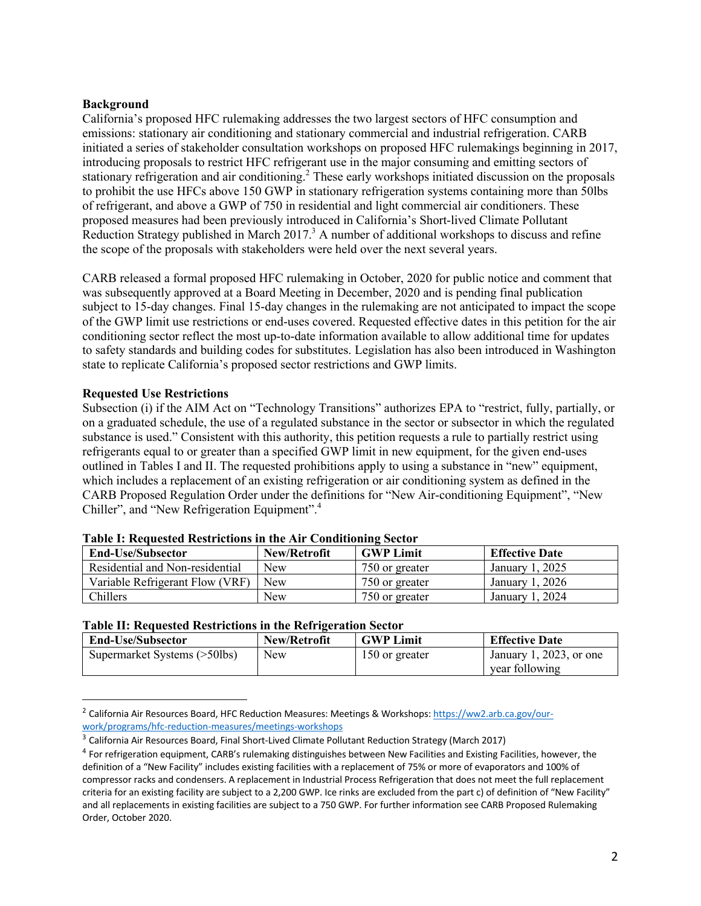**Background**

California's proposed HFC rulemaking addresses the two largest sectors of HFC consumption and emissions: stationary air conditioning and stationary commercial and industrial refrigeration. CARB initiated a series of stakeholder consultation workshops on proposed HFC rulemakings beginning in 2017, introducing proposals to restrict HFC refrigerant use in the major consuming and emitting sectors of stationary refrigeration and air conditioning.[2] These early workshops initiated discussion on the proposals to prohibit the use HFCs above 150 GWP in stationary refrigeration systems containing more than 50lbs of refrigerant, and above a GWP of 750 in residential and light commercial air conditioners. These proposed measures had been previously introduced in California's Short-lived Climate Pollutant Reduction Strategy published in March 2017.[3] A number of additional workshops to discuss and refine the scope of the proposals with stakeholders were held over the next several years.

CARB released a formal proposed HFC rulemaking in October, 2020 for public notice and comment that was subsequently approved at a Board Meeting in December, 2020 and is pending final publication subject to 15-day changes. Final 15-day changes in the rulemaking are not anticipated to impact the scope of the GWP limit use restrictions or end-uses covered. Requested effective dates in this petition for the air conditioning sector reflect the most up-to-date information available to allow additional time for updates to safety standards and building codes for substitutes. Legislation has also been introduced in Washington state to replicate California's proposed sector restrictions and GWP limits.

**Requested Use Restrictions**

Subsection (i) if the AIM Act on "Technology Transitions" authorizes EPA to "restrict, fully, partially, or on a graduated schedule, the use of a regulated substance in the sector or subsector in which the regulated substance is used." Consistent with this authority, this petition requests a rule to partially restrict using refrigerants equal to or greater than a specified GWP limit in new equipment, for the given end-uses outlined in Tables I and II. The requested prohibitions apply to using a substance in "new" equipment, which includes a replacement of an existing refrigeration or air conditioning system as defined in the CARB Proposed Regulation Order under the definitions for "New Air-conditioning Equipment", "New Chiller", and "New Refrigeration Equipment".[4]

**Table I: Requested Restrictions in the Air Conditioning Sector**

| End-Use/Subsector | New/Retrofit | GWP Limit | Effective Date |
|---|---|---|---|
| Residential and Non-residential | New | 750 or greater | January 1, 2025 |
| Variable Refrigerant Flow (VRF) | New | 750 or greater | January 1, 2026 |
| Chillers | New | 750 or greater | January 1, 2024 |

**Table II: Requested Restrictions in the Refrigeration Sector**

| End-Use/Subsector | New/Retrofit | GWP Limit | Effective Date |
|---|---|---|---|
| Supermarket Systems (>50lbs) | New | 150 or greater | January 1, 2023, or one year following |

---

[2] California Air Resources Board, HFC Reduction Measures: Meetings & Workshops: https://ww2.arb.ca.gov/our-work/programs/hfc-reduction-measures/meetings-workshops

[3] California Air Resources Board, Final Short-Lived Climate Pollutant Reduction Strategy (March 2017)

[4] For refrigeration equipment, CARB's rulemaking distinguishes between New Facilities and Existing Facilities, however, the definition of a "New Facility" includes existing facilities with a replacement of 75% or more of evaporators and 100% of compressor racks and condensers. A replacement in Industrial Process Refrigeration that does not meet the full replacement criteria for an existing facility are subject to a 2,200 GWP. Ice rinks are excluded from the part c) of definition of "New Facility" and all replacements in existing facilities are subject to a 750 GWP. For further information see CARB Proposed Rulemaking Order, October 2020.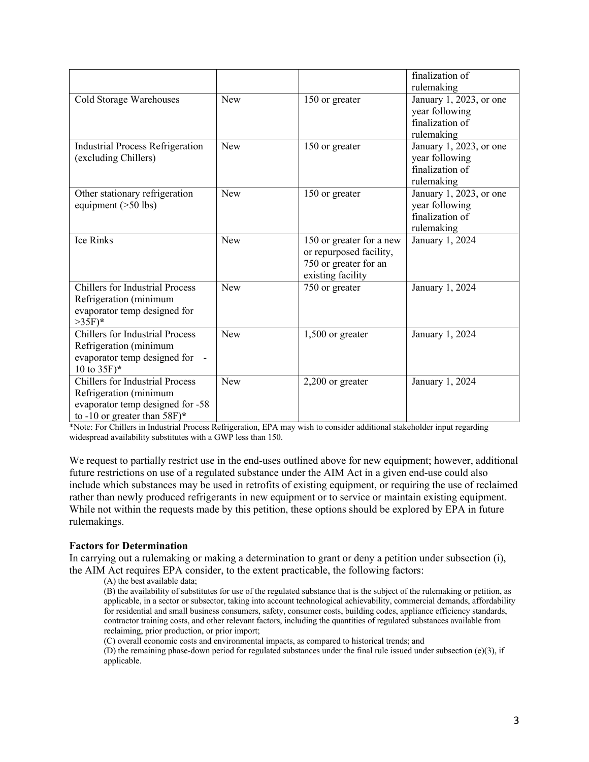| | | | finalization of rulemaking |
|---|---|---|---|
| Cold Storage Warehouses | New | 150 or greater | January 1, 2023, or one year following finalization of rulemaking |
| Industrial Process Refrigeration (excluding Chillers) | New | 150 or greater | January 1, 2023, or one year following finalization of rulemaking |
| Other stationary refrigeration equipment (>50 lbs) | New | 150 or greater | January 1, 2023, or one year following finalization of rulemaking |
| Ice Rinks | New | 150 or greater for a new or repurposed facility, 750 or greater for an existing facility | January 1, 2024 |
| Chillers for Industrial Process Refrigeration (minimum evaporator temp designed for >35F)**\*** | New | 750 or greater | January 1, 2024 |
| Chillers for Industrial Process Refrigeration (minimum evaporator temp designed for -10 to 35F)**\*** | New | 1,500 or greater | January 1, 2024 |
| Chillers for Industrial Process Refrigeration (minimum evaporator temp designed for -58 to -10 or greater than 58F)**\*** | New | 2,200 or greater | January 1, 2024 |

*Note: For Chillers in Industrial Process Refrigeration, EPA may wish to consider additional stakeholder input regarding widespread availability substitutes with a GWP less than 150.

We request to partially restrict use in the end-uses outlined above for new equipment; however, additional future restrictions on use of a regulated substance under the AIM Act in a given end-use could also include which substances may be used in retrofits of existing equipment, or requiring the use of reclaimed rather than newly produced refrigerants in new equipment or to service or maintain existing equipment. While not within the requests made by this petition, these options should be explored by EPA in future rulemakings.

**Factors for Determination**

In carrying out a rulemaking or making a determination to grant or deny a petition under subsection (i), the AIM Act requires EPA consider, to the extent practicable, the following factors:

> (A) the best available data;
>
> (B) the availability of substitutes for use of the regulated substance that is the subject of the rulemaking or petition, as applicable, in a sector or subsector, taking into account technological achievability, commercial demands, affordability for residential and small business consumers, safety, consumer costs, building codes, appliance efficiency standards, contractor training costs, and other relevant factors, including the quantities of regulated substances available from reclaiming, prior production, or prior import;
>
> (C) overall economic costs and environmental impacts, as compared to historical trends; and
>
> (D) the remaining phase-down period for regulated substances under the final rule issued under subsection (e)(3), if applicable.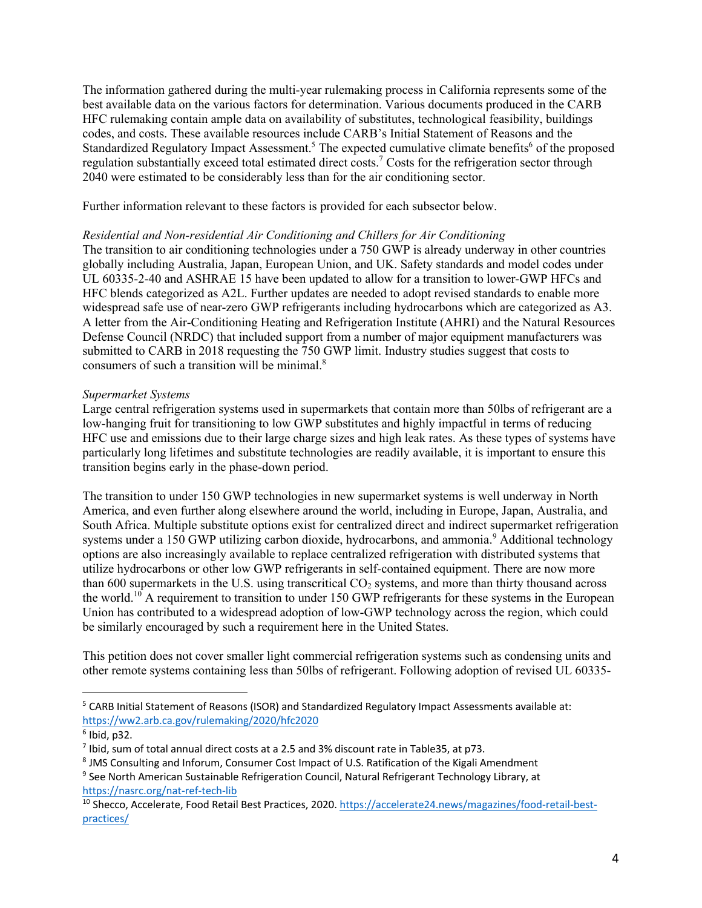The information gathered during the multi-year rulemaking process in California represents some of the best available data on the various factors for determination. Various documents produced in the CARB HFC rulemaking contain ample data on availability of substitutes, technological feasibility, buildings codes, and costs. These available resources include CARB's Initial Statement of Reasons and the Standardized Regulatory Impact Assessment.[5] The expected cumulative climate benefits[6] of the proposed regulation substantially exceed total estimated direct costs.[7] Costs for the refrigeration sector through 2040 were estimated to be considerably less than for the air conditioning sector.

Further information relevant to these factors is provided for each subsector below.

*Residential and Non-residential Air Conditioning and Chillers for Air Conditioning*

The transition to air conditioning technologies under a 750 GWP is already underway in other countries globally including Australia, Japan, European Union, and UK. Safety standards and model codes under UL 60335-2-40 and ASHRAE 15 have been updated to allow for a transition to lower-GWP HFCs and HFC blends categorized as A2L. Further updates are needed to adopt revised standards to enable more widespread safe use of near-zero GWP refrigerants including hydrocarbons which are categorized as A3. A letter from the Air-Conditioning Heating and Refrigeration Institute (AHRI) and the Natural Resources Defense Council (NRDC) that included support from a number of major equipment manufacturers was submitted to CARB in 2018 requesting the 750 GWP limit. Industry studies suggest that costs to consumers of such a transition will be minimal.[8]

*Supermarket Systems*

Large central refrigeration systems used in supermarkets that contain more than 50lbs of refrigerant are a low-hanging fruit for transitioning to low GWP substitutes and highly impactful in terms of reducing HFC use and emissions due to their large charge sizes and high leak rates. As these types of systems have particularly long lifetimes and substitute technologies are readily available, it is important to ensure this transition begins early in the phase-down period.

The transition to under 150 GWP technologies in new supermarket systems is well underway in North America, and even further along elsewhere around the world, including in Europe, Japan, Australia, and South Africa. Multiple substitute options exist for centralized direct and indirect supermarket refrigeration systems under a 150 GWP utilizing carbon dioxide, hydrocarbons, and ammonia.[9] Additional technology options are also increasingly available to replace centralized refrigeration with distributed systems that utilize hydrocarbons or other low GWP refrigerants in self-contained equipment. There are now more than 600 supermarkets in the U.S. using transcritical $CO_2$ systems, and more than thirty thousand across the world.[10] A requirement to transition to under 150 GWP refrigerants for these systems in the European Union has contributed to a widespread adoption of low-GWP technology across the region, which could be similarly encouraged by such a requirement here in the United States.

This petition does not cover smaller light commercial refrigeration systems such as condensing units and other remote systems containing less than 50lbs of refrigerant. Following adoption of revised UL 60335-

---

[5] CARB Initial Statement of Reasons (ISOR) and Standardized Regulatory Impact Assessments available at: https://ww2.arb.ca.gov/rulemaking/2020/hfc2020

[6] Ibid, p32.

[7] Ibid, sum of total annual direct costs at a 2.5 and 3% discount rate in Table35, at p73.

[8] JMS Consulting and Inforum, Consumer Cost Impact of U.S. Ratification of the Kigali Amendment

[9] See North American Sustainable Refrigeration Council, Natural Refrigerant Technology Library, at https://nasrc.org/nat-ref-tech-lib

[10] Shecco, Accelerate, Food Retail Best Practices, 2020. https://accelerate24.news/magazines/food-retail-best-practices/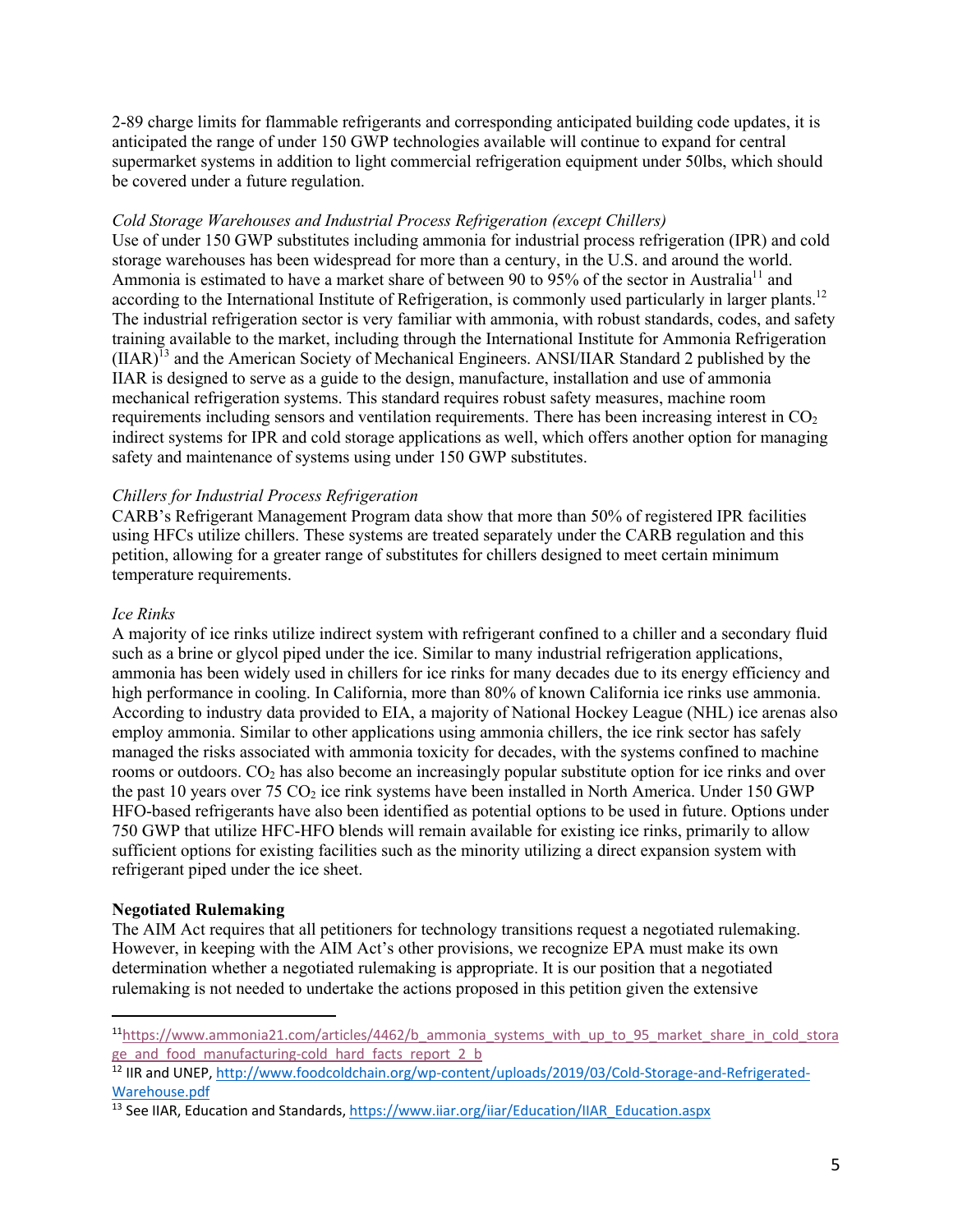2-89 charge limits for flammable refrigerants and corresponding anticipated building code updates, it is anticipated the range of under 150 GWP technologies available will continue to expand for central supermarket systems in addition to light commercial refrigeration equipment under 50lbs, which should be covered under a future regulation.

*Cold Storage Warehouses and Industrial Process Refrigeration (except Chillers)*

Use of under 150 GWP substitutes including ammonia for industrial process refrigeration (IPR) and cold storage warehouses has been widespread for more than a century, in the U.S. and around the world. Ammonia is estimated to have a market share of between 90 to 95% of the sector in Australia[11] and according to the International Institute of Refrigeration, is commonly used particularly in larger plants.[12] The industrial refrigeration sector is very familiar with ammonia, with robust standards, codes, and safety training available to the market, including through the International Institute for Ammonia Refrigeration (IIAR)[13] and the American Society of Mechanical Engineers. ANSI/IIAR Standard 2 published by the IIAR is designed to serve as a guide to the design, manufacture, installation and use of ammonia mechanical refrigeration systems. This standard requires robust safety measures, machine room requirements including sensors and ventilation requirements. There has been increasing interest in $CO_2$ indirect systems for IPR and cold storage applications as well, which offers another option for managing safety and maintenance of systems using under 150 GWP substitutes.

*Chillers for Industrial Process Refrigeration*

CARB's Refrigerant Management Program data show that more than 50% of registered IPR facilities using HFCs utilize chillers. These systems are treated separately under the CARB regulation and this petition, allowing for a greater range of substitutes for chillers designed to meet certain minimum temperature requirements.

*Ice Rinks*

A majority of ice rinks utilize indirect system with refrigerant confined to a chiller and a secondary fluid such as a brine or glycol piped under the ice. Similar to many industrial refrigeration applications, ammonia has been widely used in chillers for ice rinks for many decades due to its energy efficiency and high performance in cooling. In California, more than 80% of known California ice rinks use ammonia. According to industry data provided to EIA, a majority of National Hockey League (NHL) ice arenas also employ ammonia. Similar to other applications using ammonia chillers, the ice rink sector has safely managed the risks associated with ammonia toxicity for decades, with the systems confined to machine rooms or outdoors. $CO_2$ has also become an increasingly popular substitute option for ice rinks and over the past 10 years over 75 $CO_2$ ice rink systems have been installed in North America. Under 150 GWP HFO-based refrigerants have also been identified as potential options to be used in future. Options under 750 GWP that utilize HFC-HFO blends will remain available for existing ice rinks, primarily to allow sufficient options for existing facilities such as the minority utilizing a direct expansion system with refrigerant piped under the ice sheet.

**Negotiated Rulemaking**

The AIM Act requires that all petitioners for technology transitions request a negotiated rulemaking. However, in keeping with the AIM Act's other provisions, we recognize EPA must make its own determination whether a negotiated rulemaking is appropriate. It is our position that a negotiated rulemaking is not needed to undertake the actions proposed in this petition given the extensive

---

[11] https://www.ammonia21.com/articles/4462/b_ammonia_systems_with_up_to_95_market_share_in_cold_storage_and_food_manufacturing-cold_hard_facts_report_2_b

[12] IIR and UNEP, http://www.foodcoldchain.org/wp-content/uploads/2019/03/Cold-Storage-and-Refrigerated-Warehouse.pdf

[13] See IIAR, Education and Standards, https://www.iiar.org/iiar/Education/IIAR_Education.aspx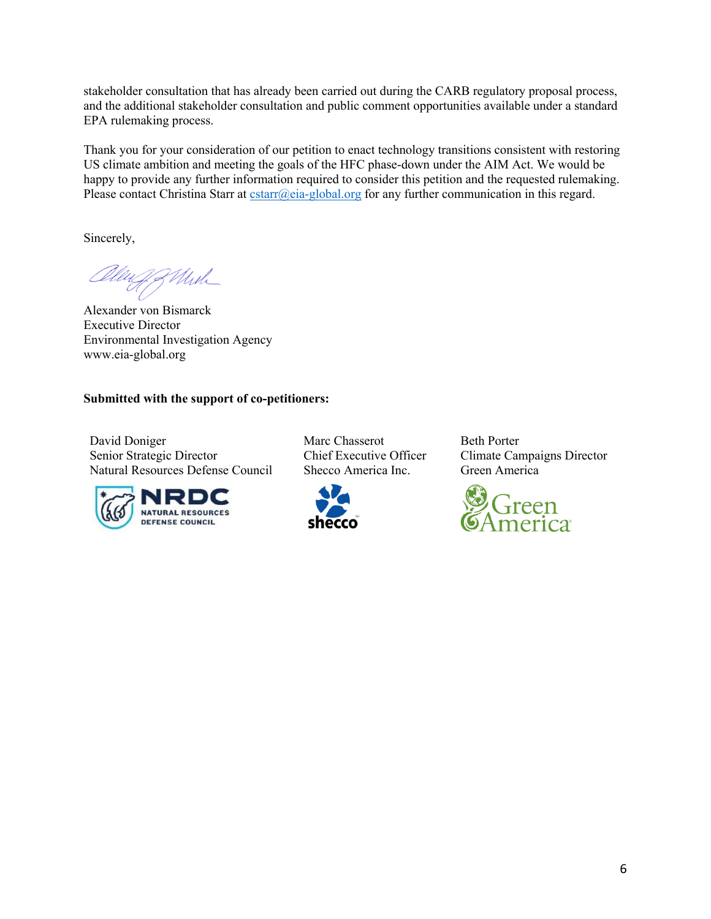stakeholder consultation that has already been carried out during the CARB regulatory proposal process, and the additional stakeholder consultation and public comment opportunities available under a standard EPA rulemaking process.

Thank you for your consideration of our petition to enact technology transitions consistent with restoring US climate ambition and meeting the goals of the HFC phase-down under the AIM Act. We would be happy to provide any further information required to consider this petition and the requested rulemaking. Please contact Christina Starr at cstarr@eia-global.org for any further communication in this regard.

Sincerely,

Alexander von Bismarck
Executive Director
Environmental Investigation Agency
www.eia-global.org

**Submitted with the support of co-petitioners:**

David Doniger
Senior Strategic Director
Natural Resources Defense Council

Marc Chasserot
Chief Executive Officer
Shecco America Inc.

Beth Porter
Climate Campaigns Director
Green America